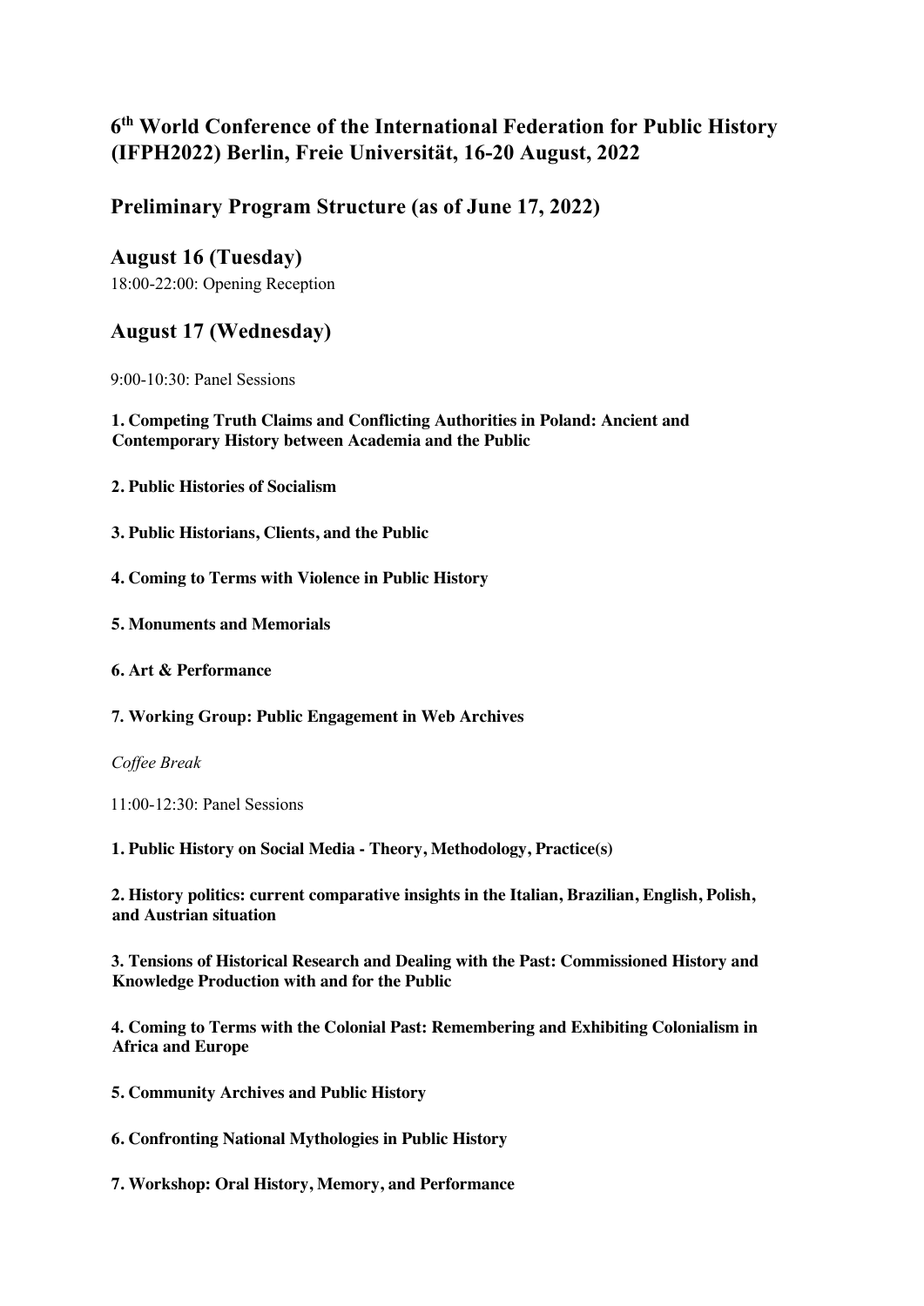# 6th World Conference of the International Federation for Public History (IFPH2022) Berlin, Freie Universität, 16-20 August, 2022

## Preliminary Program Structure (as of June 17, 2022)

## August 16 (Tuesday)

18:00-22:00: Opening Reception

## August 17 (Wednesday)

9:00-10:30: Panel Sessions

**1. Competing Truth Claims and Conflicting Authorities in Poland: Ancient and Contemporary History between Academia and the Public**

**2. Public Histories of Socialism**

**3. Public Historians, Clients, and the Public**

**4. Coming to Terms with Violence in Public History**

**5. Monuments and Memorials**

**6. Art & Performance**

**7. Working Group: Public Engagement in Web Archives**

*Coffee Break*

11:00-12:30: Panel Sessions

**1. Public History on Social Media - Theory, Methodology, Practice(s)**

**2. History politics: current comparative insights in the Italian, Brazilian, English, Polish, and Austrian situation**

**3. Tensions of Historical Research and Dealing with the Past: Commissioned History and Knowledge Production with and for the Public**

**4. Coming to Terms with the Colonial Past: Remembering and Exhibiting Colonialism in Africa and Europe**

**5. Community Archives and Public History**

**6. Confronting National Mythologies in Public History**

**7. Workshop: Oral History, Memory, and Performance**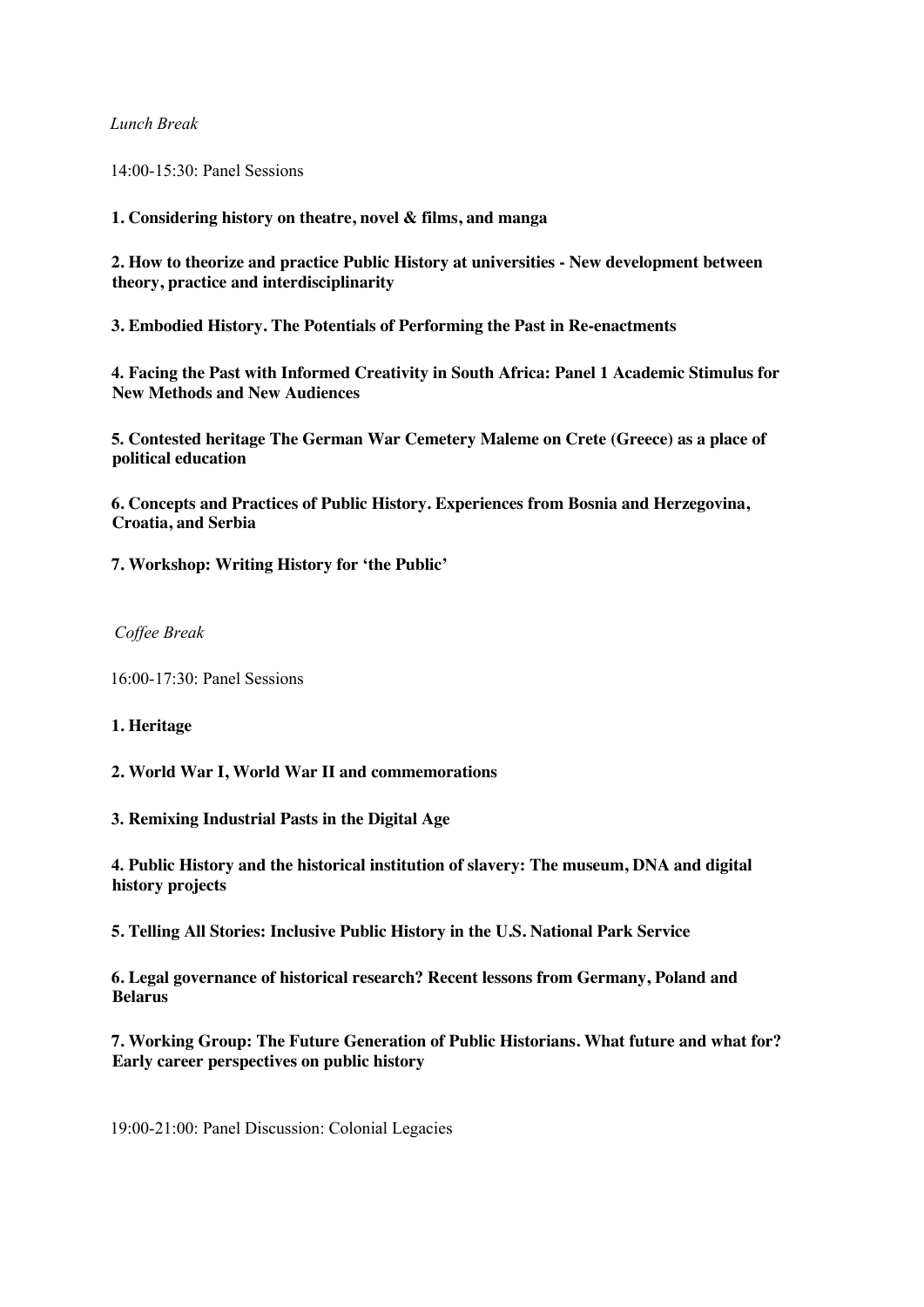*Lunch Break*

14:00-15:30: Panel Sessions

**1. Considering history on theatre, novel & films, and manga**

**2. How to theorize and practice Public History at universities - New development between theory, practice and interdisciplinarity**

**3. Embodied History. The Potentials of Performing the Past in Re-enactments**

**4. Facing the Past with Informed Creativity in South Africa: Panel 1 Academic Stimulus for New Methods and New Audiences**

**5. Contested heritage The German War Cemetery Maleme on Crete (Greece) as a place of political education**

**6. Concepts and Practices of Public History. Experiences from Bosnia and Herzegovina, Croatia, and Serbia**

**7. Workshop: Writing History for 'the Public'**

*Coffee Break*

16:00-17:30: Panel Sessions

**1. Heritage**

**2. World War I, World War II and commemorations**

**3. Remixing Industrial Pasts in the Digital Age**

**4. Public History and the historical institution of slavery: The museum, DNA and digital history projects**

**5. Telling All Stories: Inclusive Public History in the U.S. National Park Service**

**6. Legal governance of historical research? Recent lessons from Germany, Poland and Belarus**

**7. Working Group: The Future Generation of Public Historians. What future and what for? Early career perspectives on public history**

19:00-21:00: Panel Discussion: Colonial Legacies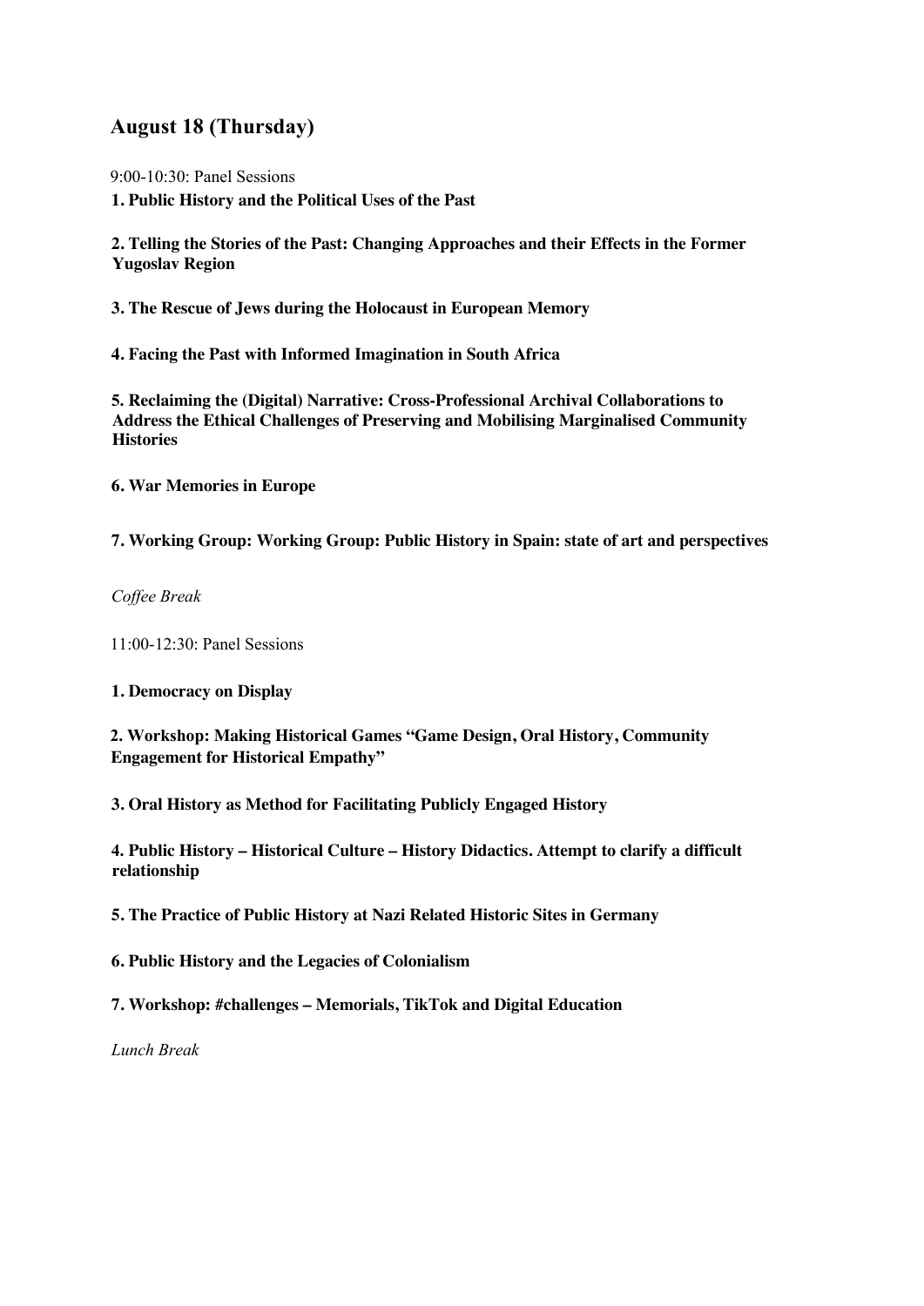## August 18 (Thursday)

9:00-10:30: Panel Sessions

**1. Public History and the Political Uses of the Past**

**2. Telling the Stories of the Past: Changing Approaches and their Effects in the Former Yugoslav Region**

**3. The Rescue of Jews during the Holocaust in European Memory**

**4. Facing the Past with Informed Imagination in South Africa**

**5. Reclaiming the (Digital) Narrative: Cross-Professional Archival Collaborations to Address the Ethical Challenges of Preserving and Mobilising Marginalised Community Histories**

**6. War Memories in Europe**

**7. Working Group: Working Group: Public History in Spain: state of art and perspectives**

*Coffee Break*

11:00-12:30: Panel Sessions

**1. Democracy on Display**

**2. Workshop: Making Historical Games "Game Design, Oral History, Community Engagement for Historical Empathy"**

**3. Oral History as Method for Facilitating Publicly Engaged History**

**4. Public History – Historical Culture – History Didactics. Attempt to clarify a difficult relationship**

**5. The Practice of Public History at Nazi Related Historic Sites in Germany**

**6. Public History and the Legacies of Colonialism**

**7. Workshop: #challenges – Memorials, TikTok and Digital Education**

*Lunch Break*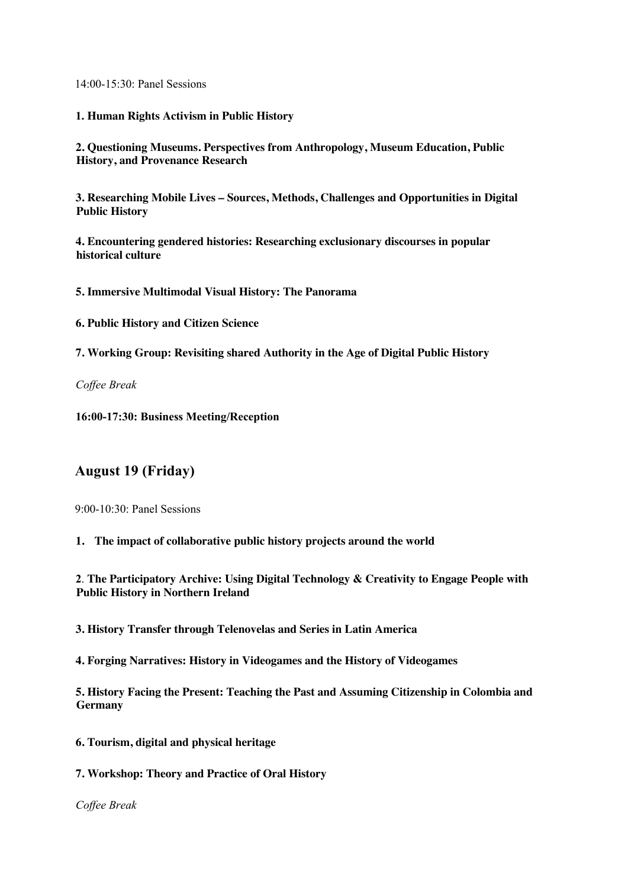14:00-15:30: Panel Sessions

**1. Human Rights Activism in Public History**

**2. Questioning Museums. Perspectives from Anthropology, Museum Education, Public History, and Provenance Research**

**3. Researching Mobile Lives – Sources, Methods, Challenges and Opportunities in Digital Public History**

**4. Encountering gendered histories: Researching exclusionary discourses in popular historical culture**

**5. Immersive Multimodal Visual History: The Panorama**

**6. Public History and Citizen Science**

**7. Working Group: Revisiting shared Authority in the Age of Digital Public History**

*Coffee Break*

**16:00-17:30: Business Meeting/Reception**

## August 19 (Friday)

9:00-10:30: Panel Sessions

**1. The impact of collaborative public history projects around the world**

**2**. **The Participatory Archive: Using Digital Technology & Creativity to Engage People with Public History in Northern Ireland**

**3. History Transfer through Telenovelas and Series in Latin America**

**4. Forging Narratives: History in Videogames and the History of Videogames**

**5. History Facing the Present: Teaching the Past and Assuming Citizenship in Colombia and Germany**

**6. Tourism, digital and physical heritage**

**7. Workshop: Theory and Practice of Oral History**

*Coffee Break*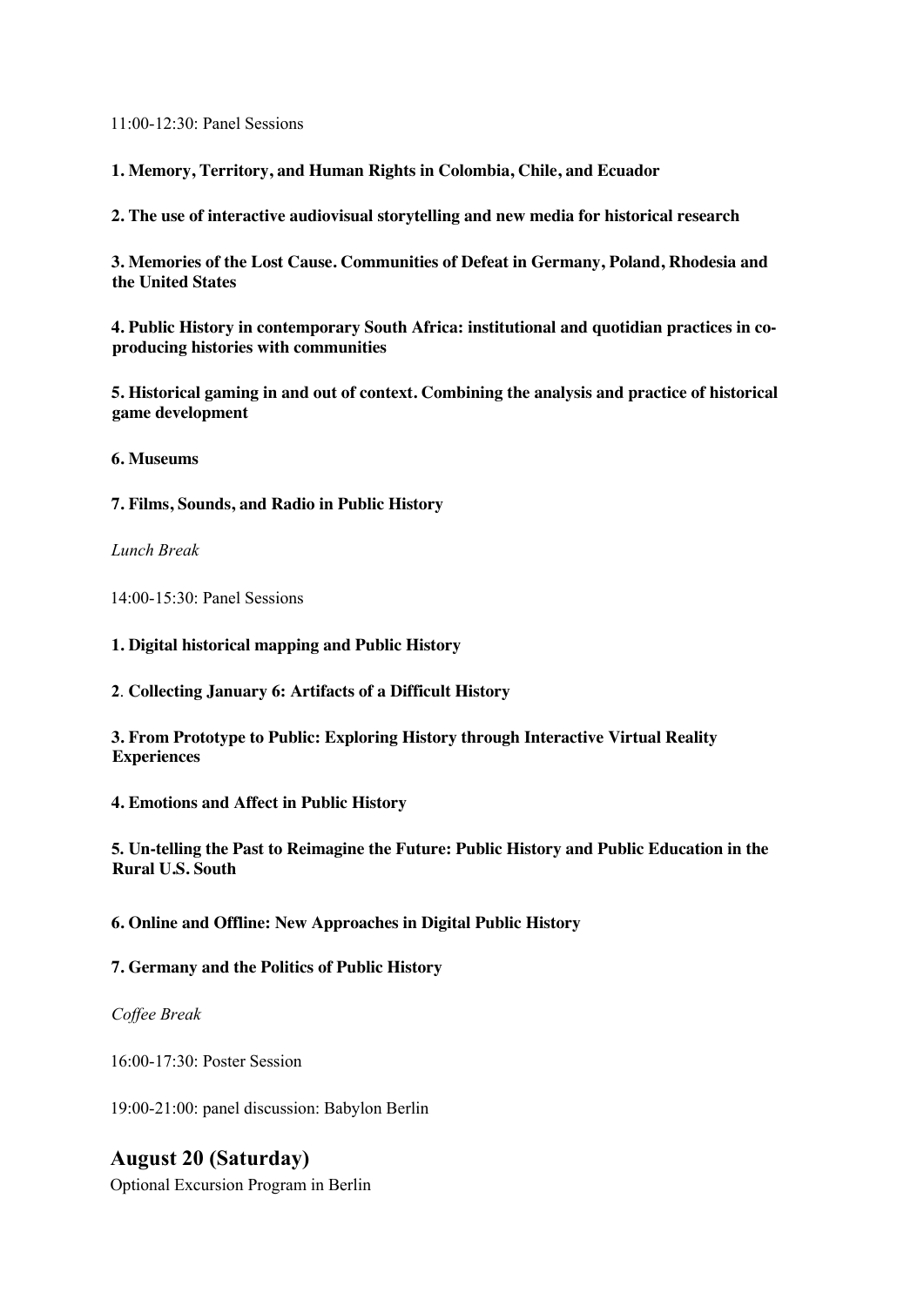11:00-12:30: Panel Sessions

**1. Memory, Territory, and Human Rights in Colombia, Chile, and Ecuador**

**2. The use of interactive audiovisual storytelling and new media for historical research**

**3. Memories of the Lost Cause. Communities of Defeat in Germany, Poland, Rhodesia and the United States**

**4. Public History in contemporary South Africa: institutional and quotidian practices in co-producing histories with communities**

**5. Historical gaming in and out of context. Combining the analysis and practice of historical game development**

**6. Museums**

**7. Films, Sounds, and Radio in Public History**

*Lunch Break*

14:00-15:30: Panel Sessions

**1. Digital historical mapping and Public History**

**2**. **Collecting January 6: Artifacts of a Difficult History**

**3. From Prototype to Public: Exploring History through Interactive Virtual Reality Experiences**

**4. Emotions and Affect in Public History**

**5. Un-telling the Past to Reimagine the Future: Public History and Public Education in the Rural U.S. South**

**6. Online and Offline: New Approaches in Digital Public History**

**7. Germany and the Politics of Public History**

*Coffee Break*

16:00-17:30: Poster Session

19:00-21:00: panel discussion: Babylon Berlin

## August 20 (Saturday)

Optional Excursion Program in Berlin